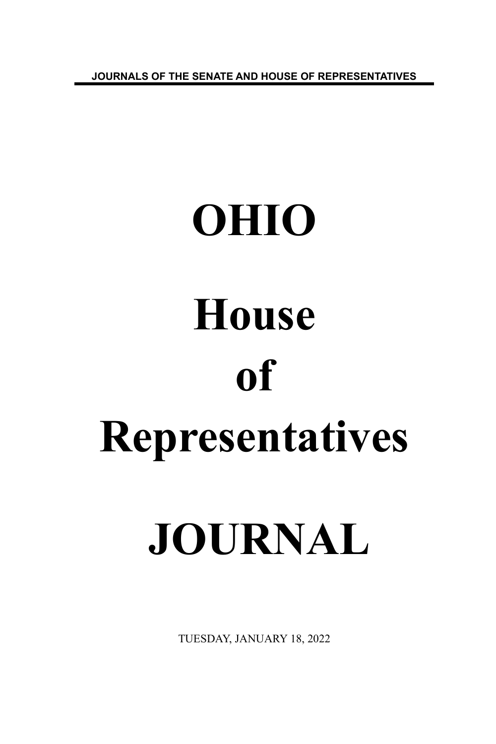JOURNALS OF THE SENATE AND HOUSE OF REPRESENTATIVES

# OHIO

# House

# of

# Representatives

# JOURNAL

TUESDAY, JANUARY 18, 2022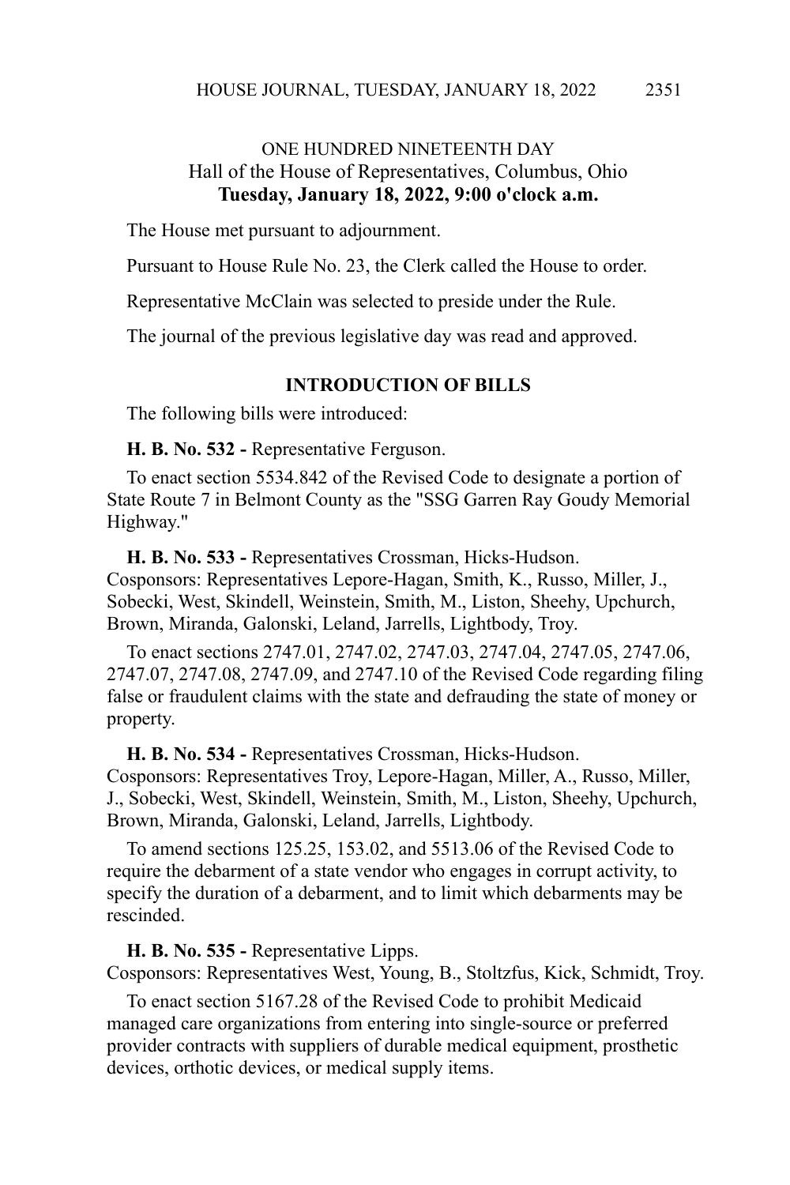## ONE HUNDRED NINETEENTH DAY
### Hall of the House of Representatives, Columbus, Ohio
**Tuesday, January 18, 2022, 9:00 o'clock a.m.**

The House met pursuant to adjournment.

Pursuant to House Rule No. 23, the Clerk called the House to order.

Representative McClain was selected to preside under the Rule.

The journal of the previous legislative day was read and approved.

### INTRODUCTION OF BILLS

The following bills were introduced:

**H. B. No. 532 -** Representative Ferguson.

To enact section 5534.842 of the Revised Code to designate a portion of State Route 7 in Belmont County as the "SSG Garren Ray Goudy Memorial Highway."

**H. B. No. 533 -** Representatives Crossman, Hicks-Hudson.
Cosponsors: Representatives Lepore-Hagan, Smith, K., Russo, Miller, J., Sobecki, West, Skindell, Weinstein, Smith, M., Liston, Sheehy, Upchurch, Brown, Miranda, Galonski, Leland, Jarrells, Lightbody, Troy.

To enact sections 2747.01, 2747.02, 2747.03, 2747.04, 2747.05, 2747.06, 2747.07, 2747.08, 2747.09, and 2747.10 of the Revised Code regarding filing false or fraudulent claims with the state and defrauding the state of money or property.

**H. B. No. 534 -** Representatives Crossman, Hicks-Hudson.
Cosponsors: Representatives Troy, Lepore-Hagan, Miller, A., Russo, Miller, J., Sobecki, West, Skindell, Weinstein, Smith, M., Liston, Sheehy, Upchurch, Brown, Miranda, Galonski, Leland, Jarrells, Lightbody.

To amend sections 125.25, 153.02, and 5513.06 of the Revised Code to require the debarment of a state vendor who engages in corrupt activity, to specify the duration of a debarment, and to limit which debarments may be rescinded.

**H. B. No. 535 -** Representative Lipps.
Cosponsors: Representatives West, Young, B., Stoltzfus, Kick, Schmidt, Troy.

To enact section 5167.28 of the Revised Code to prohibit Medicaid managed care organizations from entering into single-source or preferred provider contracts with suppliers of durable medical equipment, prosthetic devices, orthotic devices, or medical supply items.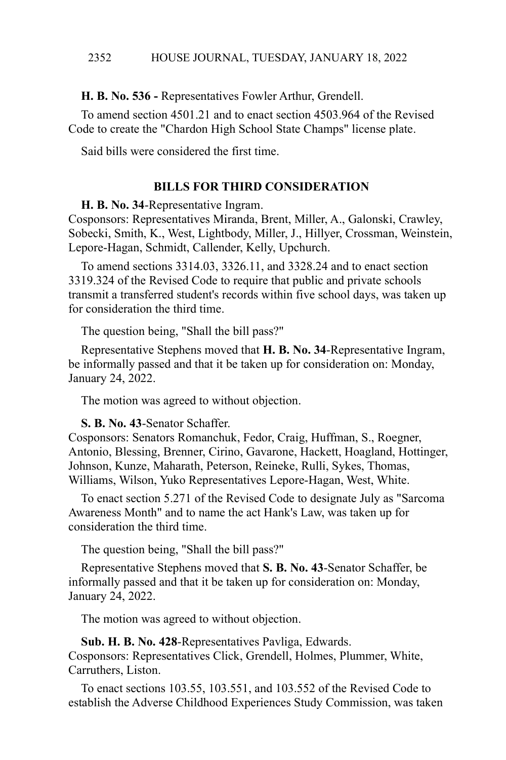**H. B. No. 536 -** Representatives Fowler Arthur, Grendell.

To amend section 4501.21 and to enact section 4503.964 of the Revised Code to create the "Chardon High School State Champs" license plate.

Said bills were considered the first time.

## BILLS FOR THIRD CONSIDERATION

**H. B. No. 34**-Representative Ingram.
Cosponsors: Representatives Miranda, Brent, Miller, A., Galonski, Crawley, Sobecki, Smith, K., West, Lightbody, Miller, J., Hillyer, Crossman, Weinstein, Lepore-Hagan, Schmidt, Callender, Kelly, Upchurch.

To amend sections 3314.03, 3326.11, and 3328.24 and to enact section 3319.324 of the Revised Code to require that public and private schools transmit a transferred student's records within five school days, was taken up for consideration the third time.

The question being, "Shall the bill pass?"

Representative Stephens moved that **H. B. No. 34**-Representative Ingram, be informally passed and that it be taken up for consideration on: Monday, January 24, 2022.

The motion was agreed to without objection.

**S. B. No. 43**-Senator Schaffer.
Cosponsors: Senators Romanchuk, Fedor, Craig, Huffman, S., Roegner, Antonio, Blessing, Brenner, Cirino, Gavarone, Hackett, Hoagland, Hottinger, Johnson, Kunze, Maharath, Peterson, Reineke, Rulli, Sykes, Thomas, Williams, Wilson, Yuko Representatives Lepore-Hagan, West, White.

To enact section 5.271 of the Revised Code to designate July as "Sarcoma Awareness Month" and to name the act Hank's Law, was taken up for consideration the third time.

The question being, "Shall the bill pass?"

Representative Stephens moved that **S. B. No. 43**-Senator Schaffer, be informally passed and that it be taken up for consideration on: Monday, January 24, 2022.

The motion was agreed to without objection.

**Sub. H. B. No. 428**-Representatives Pavliga, Edwards.
Cosponsors: Representatives Click, Grendell, Holmes, Plummer, White, Carruthers, Liston.

To enact sections 103.55, 103.551, and 103.552 of the Revised Code to establish the Adverse Childhood Experiences Study Commission, was taken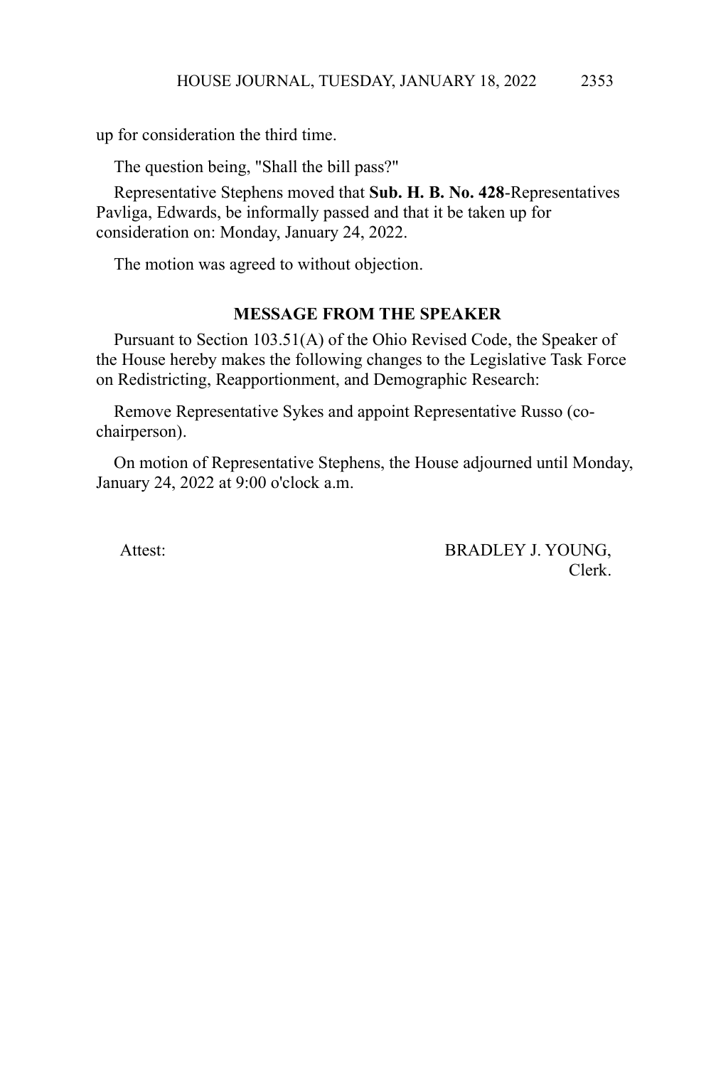up for consideration the third time.

The question being, "Shall the bill pass?"

Representative Stephens moved that **Sub. H. B. No. 428**-Representatives Pavliga, Edwards, be informally passed and that it be taken up for consideration on: Monday, January 24, 2022.

The motion was agreed to without objection.

**MESSAGE FROM THE SPEAKER**

Pursuant to Section 103.51(A) of the Ohio Revised Code, the Speaker of the House hereby makes the following changes to the Legislative Task Force on Redistricting, Reapportionment, and Demographic Research:

Remove Representative Sykes and appoint Representative Russo (co-chairperson).

On motion of Representative Stephens, the House adjourned until Monday, January 24, 2022 at 9:00 o'clock a.m.

Attest: BRADLEY J. YOUNG,
Clerk.